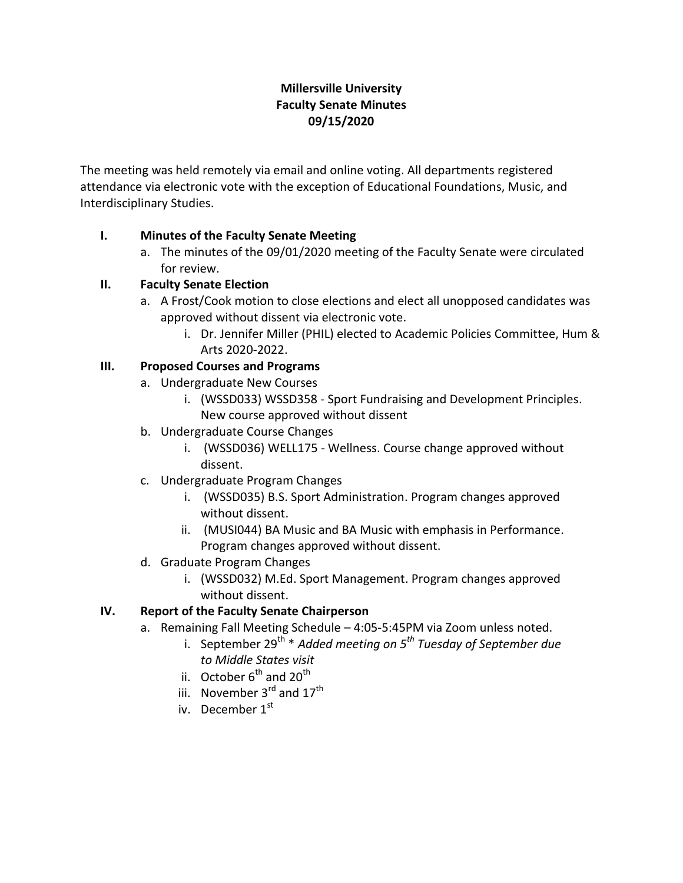# Millersville University
## Faculty Senate Minutes
## 09/15/2020

The meeting was held remotely via email and online voting. All departments registered attendance via electronic vote with the exception of Educational Foundations, Music, and Interdisciplinary Studies.

**I. Minutes of the Faculty Senate Meeting**

   a. The minutes of the 09/01/2020 meeting of the Faculty Senate were circulated for review.

**II. Faculty Senate Election**

   a. A Frost/Cook motion to close elections and elect all unopposed candidates was approved without dissent via electronic vote.
      i. Dr. Jennifer Miller (PHIL) elected to Academic Policies Committee, Hum & Arts 2020-2022.

**III. Proposed Courses and Programs**

   a. Undergraduate New Courses
      i. (WSSD033) WSSD358 - Sport Fundraising and Development Principles. New course approved without dissent

   b. Undergraduate Course Changes
      i. (WSSD036) WELL175 - Wellness. Course change approved without dissent.

   c. Undergraduate Program Changes
      i. (WSSD035) B.S. Sport Administration. Program changes approved without dissent.
      ii. (MUSI044) BA Music and BA Music with emphasis in Performance. Program changes approved without dissent.

   d. Graduate Program Changes
      i. (WSSD032) M.Ed. Sport Management. Program changes approved without dissent.

**IV. Report of the Faculty Senate Chairperson**

   a. Remaining Fall Meeting Schedule – 4:05-5:45PM via Zoom unless noted.
      i. September 29th * *Added meeting on 5th Tuesday of September due to Middle States visit*
      ii. October 6th and 20th
      iii. November 3rd and 17th
      iv. December 1st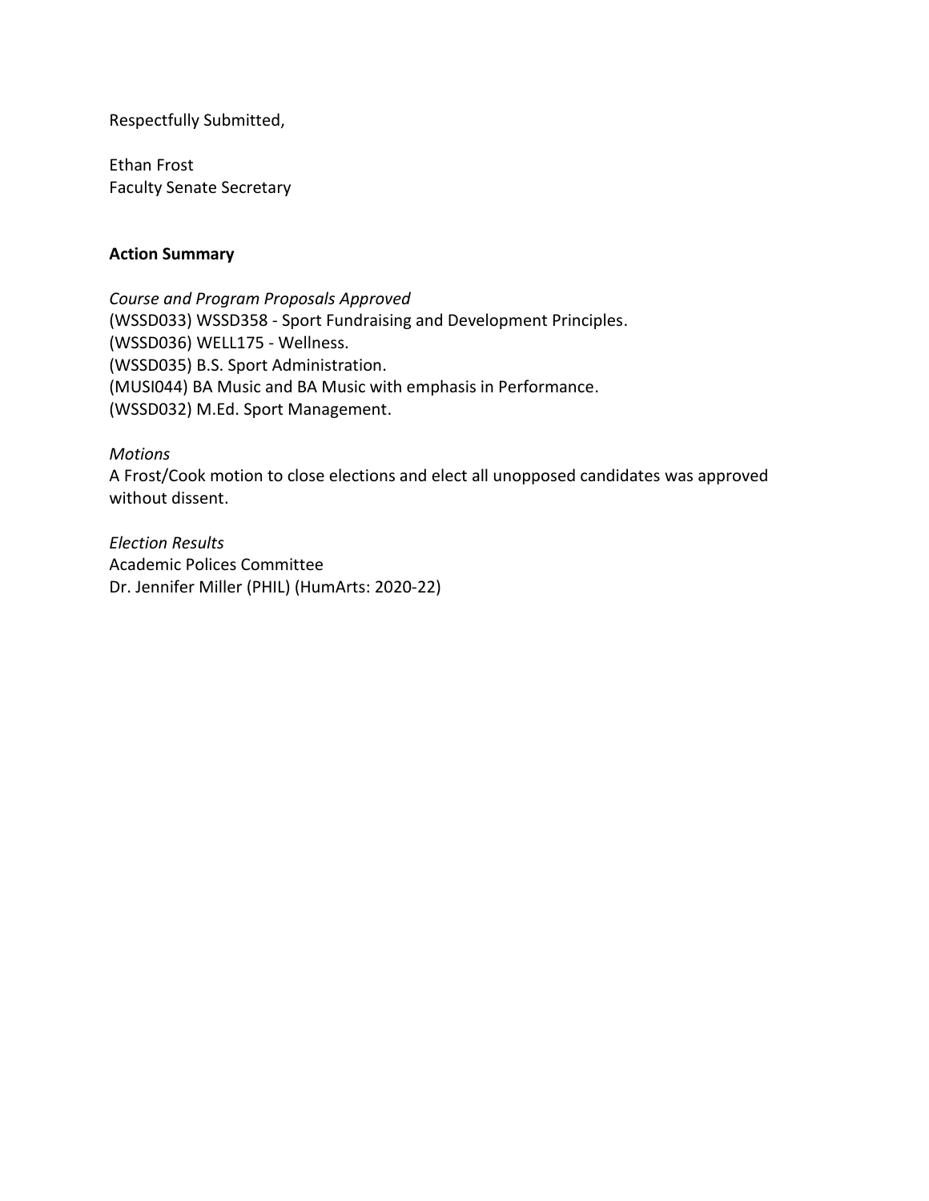Respectfully Submitted,

Ethan Frost
Faculty Senate Secretary

**Action Summary**

*Course and Program Proposals Approved*
(WSSD033) WSSD358 - Sport Fundraising and Development Principles.
(WSSD036) WELL175 - Wellness.
(WSSD035) B.S. Sport Administration.
(MUSI044) BA Music and BA Music with emphasis in Performance.
(WSSD032) M.Ed. Sport Management.

*Motions*
A Frost/Cook motion to close elections and elect all unopposed candidates was approved without dissent.

*Election Results*
Academic Polices Committee
Dr. Jennifer Miller (PHIL) (HumArts: 2020-22)